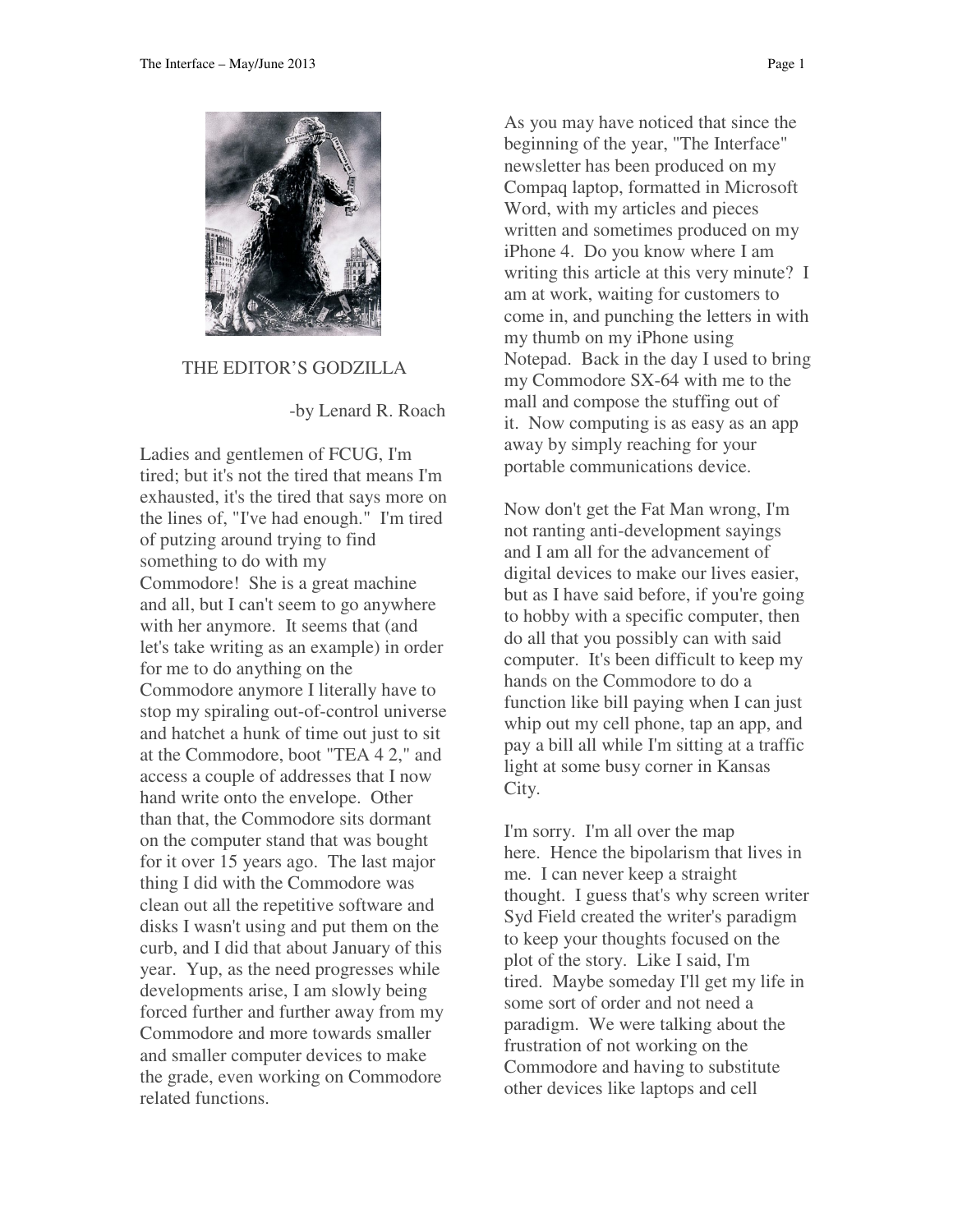## THE EDITOR'S GODZILLA

-by Lenard R. Roach

Ladies and gentlemen of FCUG, I'm tired; but it's not the tired that means I'm exhausted, it's the tired that says more on the lines of, "I've had enough." I'm tired of putzing around trying to find something to do with my Commodore! She is a great machine and all, but I can't seem to go anywhere with her anymore. It seems that (and let's take writing as an example) in order for me to do anything on the Commodore anymore I literally have to stop my spiraling out-of-control universe and hatchet a hunk of time out just to sit at the Commodore, boot "TEA 4 2," and access a couple of addresses that I now hand write onto the envelope. Other than that, the Commodore sits dormant on the computer stand that was bought for it over 15 years ago. The last major thing I did with the Commodore was clean out all the repetitive software and disks I wasn't using and put them on the curb, and I did that about January of this year. Yup, as the need progresses while developments arise, I am slowly being forced further and further away from my Commodore and more towards smaller and smaller computer devices to make the grade, even working on Commodore related functions.

As you may have noticed that since the beginning of the year, "The Interface" newsletter has been produced on my Compaq laptop, formatted in Microsoft Word, with my articles and pieces written and sometimes produced on my iPhone 4. Do you know where I am writing this article at this very minute? I am at work, waiting for customers to come in, and punching the letters in with my thumb on my iPhone using Notepad. Back in the day I used to bring my Commodore SX-64 with me to the mall and compose the stuffing out of it. Now computing is as easy as an app away by simply reaching for your portable communications device.

Now don't get the Fat Man wrong, I'm not ranting anti-development sayings and I am all for the advancement of digital devices to make our lives easier, but as I have said before, if you're going to hobby with a specific computer, then do all that you possibly can with said computer. It's been difficult to keep my hands on the Commodore to do a function like bill paying when I can just whip out my cell phone, tap an app, and pay a bill all while I'm sitting at a traffic light at some busy corner in Kansas City.

I'm sorry. I'm all over the map here. Hence the bipolarism that lives in me. I can never keep a straight thought. I guess that's why screen writer Syd Field created the writer's paradigm to keep your thoughts focused on the plot of the story. Like I said, I'm tired. Maybe someday I'll get my life in some sort of order and not need a paradigm. We were talking about the frustration of not working on the Commodore and having to substitute other devices like laptops and cell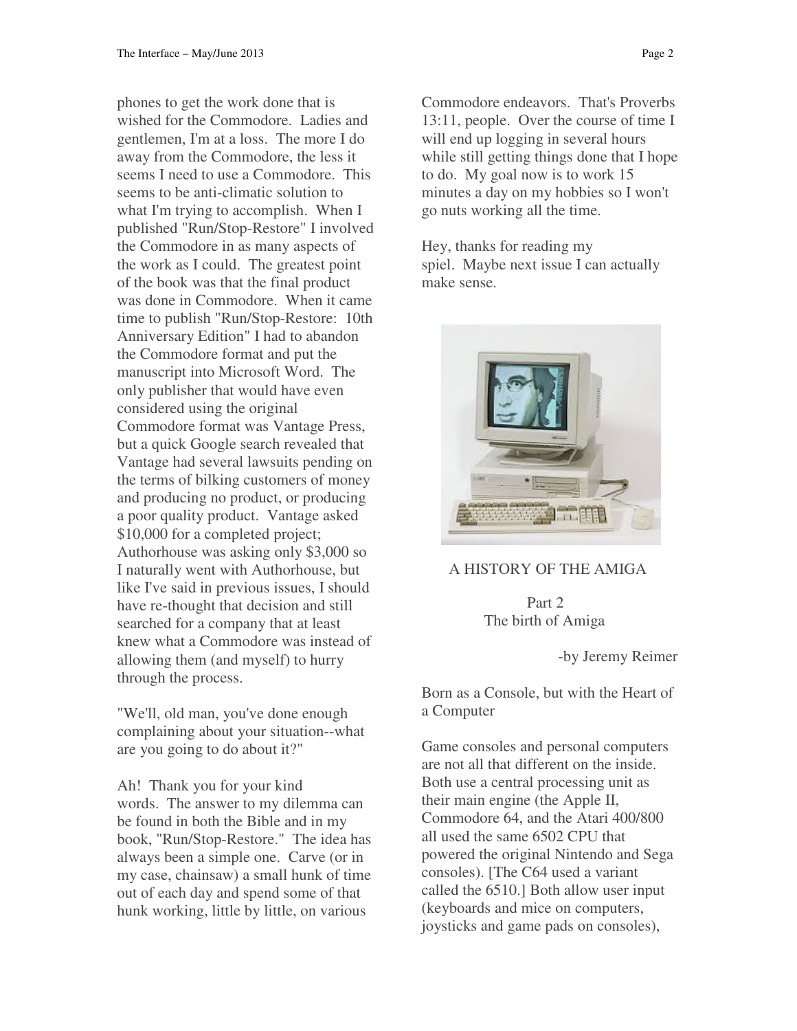phones to get the work done that is wished for the Commodore. Ladies and gentlemen, I'm at a loss. The more I do away from the Commodore, the less it seems I need to use a Commodore. This seems to be anti-climatic solution to what I'm trying to accomplish. When I published "Run/Stop-Restore" I involved the Commodore in as many aspects of the work as I could. The greatest point of the book was that the final product was done in Commodore. When it came time to publish "Run/Stop-Restore: 10th Anniversary Edition" I had to abandon the Commodore format and put the manuscript into Microsoft Word. The only publisher that would have even considered using the original Commodore format was Vantage Press, but a quick Google search revealed that Vantage had several lawsuits pending on the terms of bilking customers of money and producing no product, or producing a poor quality product. Vantage asked $10,000 for a completed project; Authorhouse was asking only $3,000 so I naturally went with Authorhouse, but like I've said in previous issues, I should have re-thought that decision and still searched for a company that at least knew what a Commodore was instead of allowing them (and myself) to hurry through the process.

"We'll, old man, you've done enough complaining about your situation--what are you going to do about it?"

Ah! Thank you for your kind words. The answer to my dilemma can be found in both the Bible and in my book, "Run/Stop-Restore." The idea has always been a simple one. Carve (or in my case, chainsaw) a small hunk of time out of each day and spend some of that hunk working, little by little, on various Commodore endeavors. That's Proverbs 13:11, people. Over the course of time I will end up logging in several hours while still getting things done that I hope to do. My goal now is to work 15 minutes a day on my hobbies so I won't go nuts working all the time.

Hey, thanks for reading my spiel. Maybe next issue I can actually make sense.

## A HISTORY OF THE AMIGA

### Part 2
### The birth of Amiga

-by Jeremy Reimer

Born as a Console, but with the Heart of a Computer

Game consoles and personal computers are not all that different on the inside. Both use a central processing unit as their main engine (the Apple II, Commodore 64, and the Atari 400/800 all used the same 6502 CPU that powered the original Nintendo and Sega consoles). [The C64 used a variant called the 6510.] Both allow user input (keyboards and mice on computers, joysticks and game pads on consoles),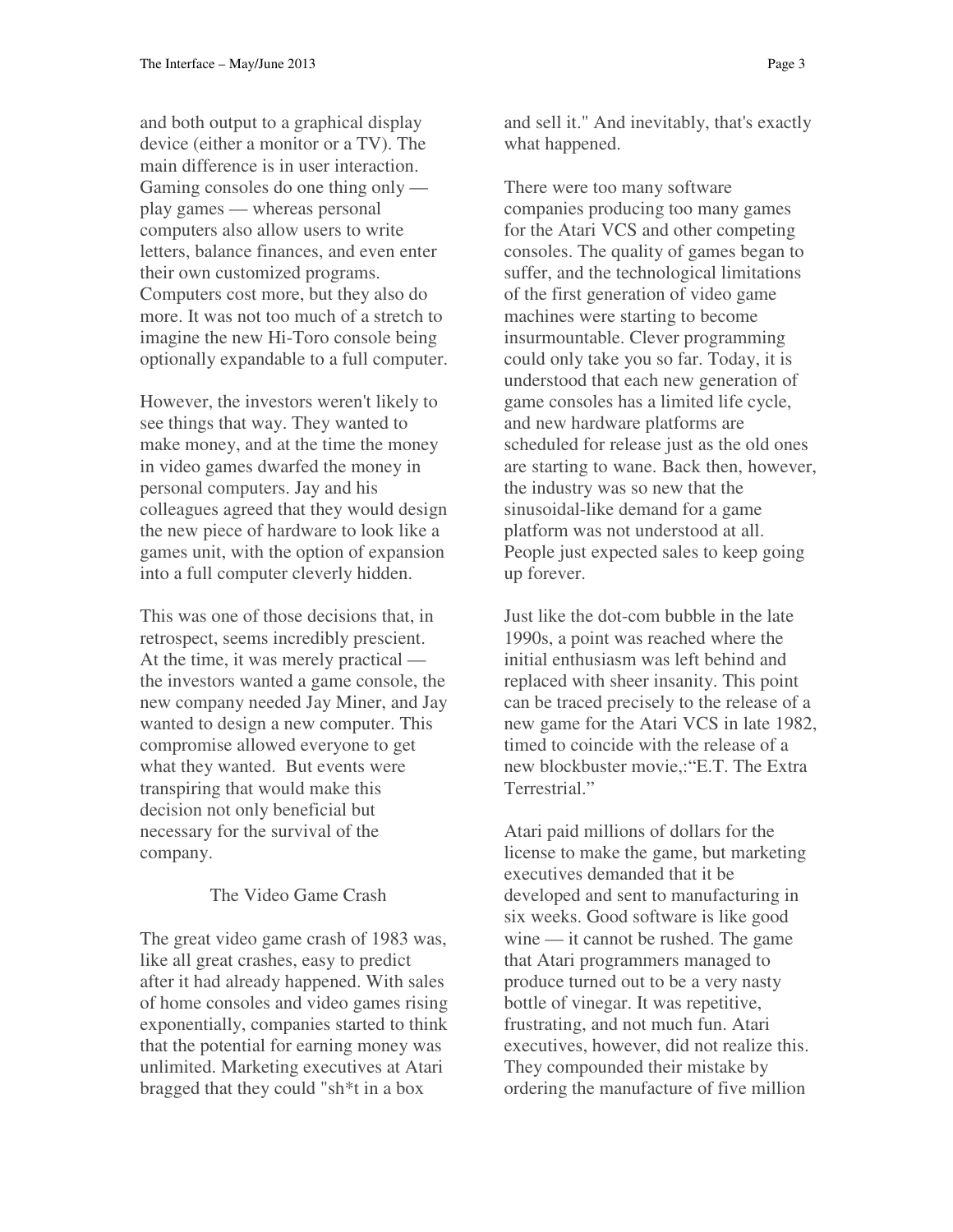and both output to a graphical display device (either a monitor or a TV). The main difference is in user interaction. Gaming consoles do one thing only — play games — whereas personal computers also allow users to write letters, balance finances, and even enter their own customized programs. Computers cost more, but they also do more. It was not too much of a stretch to imagine the new Hi-Toro console being optionally expandable to a full computer.

However, the investors weren't likely to see things that way. They wanted to make money, and at the time the money in video games dwarfed the money in personal computers. Jay and his colleagues agreed that they would design the new piece of hardware to look like a games unit, with the option of expansion into a full computer cleverly hidden.

This was one of those decisions that, in retrospect, seems incredibly prescient. At the time, it was merely practical — the investors wanted a game console, the new company needed Jay Miner, and Jay wanted to design a new computer. This compromise allowed everyone to get what they wanted. But events were transpiring that would make this decision not only beneficial but necessary for the survival of the company.

## The Video Game Crash

The great video game crash of 1983 was, like all great crashes, easy to predict after it had already happened. With sales of home consoles and video games rising exponentially, companies started to think that the potential for earning money was unlimited. Marketing executives at Atari bragged that they could "sh*t in a box and sell it." And inevitably, that's exactly what happened.

There were too many software companies producing too many games for the Atari VCS and other competing consoles. The quality of games began to suffer, and the technological limitations of the first generation of video game machines were starting to become insurmountable. Clever programming could only take you so far. Today, it is understood that each new generation of game consoles has a limited life cycle, and new hardware platforms are scheduled for release just as the old ones are starting to wane. Back then, however, the industry was so new that the sinusoidal-like demand for a game platform was not understood at all. People just expected sales to keep going up forever.

Just like the dot-com bubble in the late 1990s, a point was reached where the initial enthusiasm was left behind and replaced with sheer insanity. This point can be traced precisely to the release of a new game for the Atari VCS in late 1982, timed to coincide with the release of a new blockbuster movie,:"E.T. The Extra Terrestrial."

Atari paid millions of dollars for the license to make the game, but marketing executives demanded that it be developed and sent to manufacturing in six weeks. Good software is like good wine — it cannot be rushed. The game that Atari programmers managed to produce turned out to be a very nasty bottle of vinegar. It was repetitive, frustrating, and not much fun. Atari executives, however, did not realize this. They compounded their mistake by ordering the manufacture of five million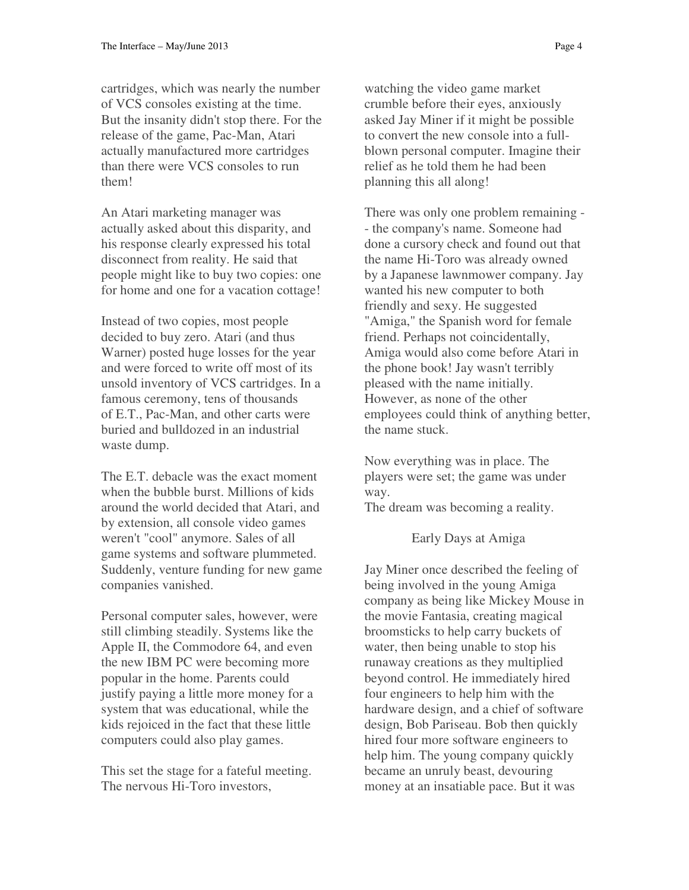cartridges, which was nearly the number of VCS consoles existing at the time. But the insanity didn't stop there. For the release of the game, Pac-Man, Atari actually manufactured more cartridges than there were VCS consoles to run them!

An Atari marketing manager was actually asked about this disparity, and his response clearly expressed his total disconnect from reality. He said that people might like to buy two copies: one for home and one for a vacation cottage!

Instead of two copies, most people decided to buy zero. Atari (and thus Warner) posted huge losses for the year and were forced to write off most of its unsold inventory of VCS cartridges. In a famous ceremony, tens of thousands of E.T., Pac-Man, and other carts were buried and bulldozed in an industrial waste dump.

The E.T. debacle was the exact moment when the bubble burst. Millions of kids around the world decided that Atari, and by extension, all console video games weren't "cool" anymore. Sales of all game systems and software plummeted. Suddenly, venture funding for new game companies vanished.

Personal computer sales, however, were still climbing steadily. Systems like the Apple II, the Commodore 64, and even the new IBM PC were becoming more popular in the home. Parents could justify paying a little more money for a system that was educational, while the kids rejoiced in the fact that these little computers could also play games.

This set the stage for a fateful meeting. The nervous Hi-Toro investors, watching the video game market crumble before their eyes, anxiously asked Jay Miner if it might be possible to convert the new console into a full-blown personal computer. Imagine their relief as he told them he had been planning this all along!

There was only one problem remaining -- the company's name. Someone had done a cursory check and found out that the name Hi-Toro was already owned by a Japanese lawnmower company. Jay wanted his new computer to both friendly and sexy. He suggested "Amiga," the Spanish word for female friend. Perhaps not coincidentally, Amiga would also come before Atari in the phone book! Jay wasn't terribly pleased with the name initially. However, as none of the other employees could think of anything better, the name stuck.

Now everything was in place. The players were set; the game was under way.
The dream was becoming a reality.

## Early Days at Amiga

Jay Miner once described the feeling of being involved in the young Amiga company as being like Mickey Mouse in the movie Fantasia, creating magical broomsticks to help carry buckets of water, then being unable to stop his runaway creations as they multiplied beyond control. He immediately hired four engineers to help him with the hardware design, and a chief of software design, Bob Pariseau. Bob then quickly hired four more software engineers to help him. The young company quickly became an unruly beast, devouring money at an insatiable pace. But it was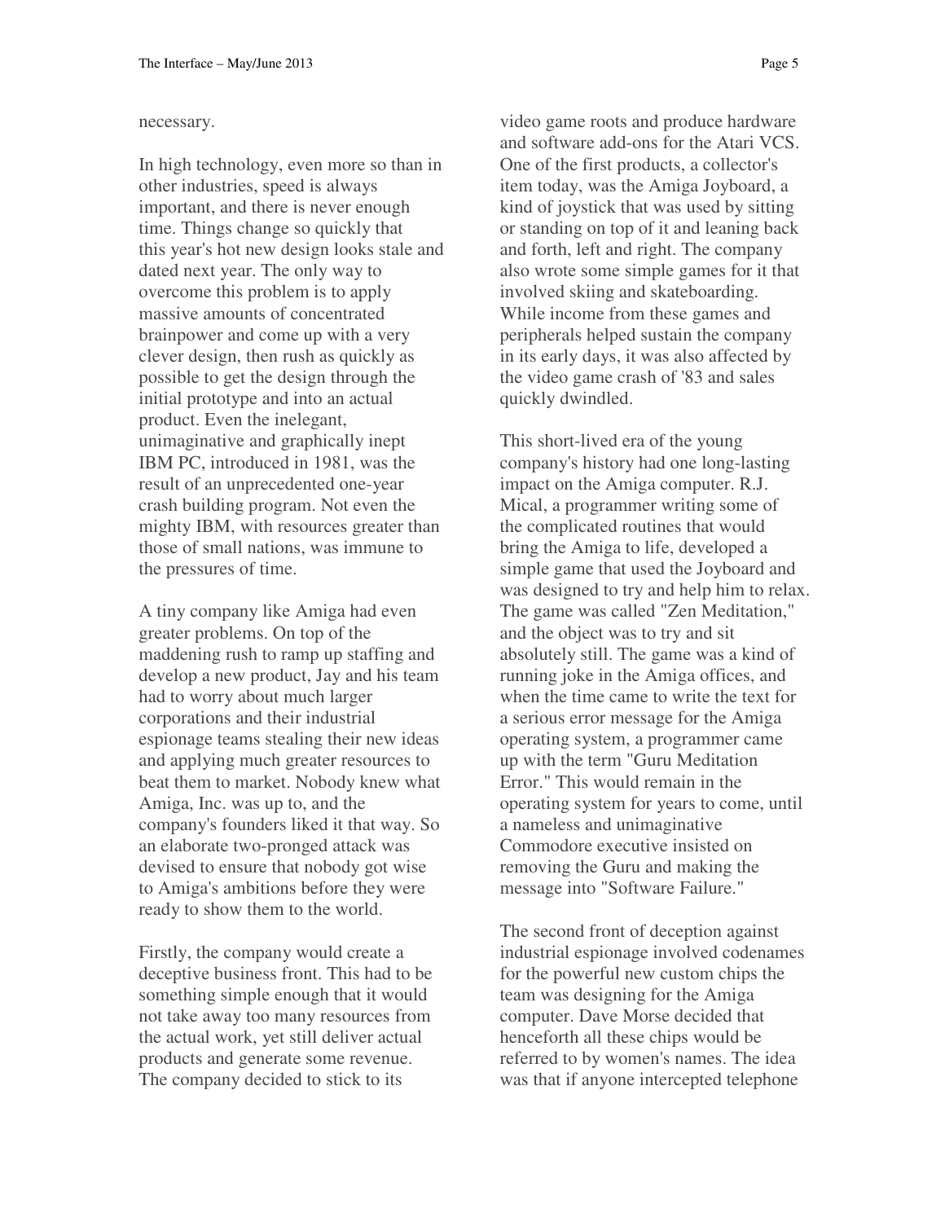necessary.

In high technology, even more so than in other industries, speed is always important, and there is never enough time. Things change so quickly that this year's hot new design looks stale and dated next year. The only way to overcome this problem is to apply massive amounts of concentrated brainpower and come up with a very clever design, then rush as quickly as possible to get the design through the initial prototype and into an actual product. Even the inelegant, unimaginative and graphically inept IBM PC, introduced in 1981, was the result of an unprecedented one-year crash building program. Not even the mighty IBM, with resources greater than those of small nations, was immune to the pressures of time.

A tiny company like Amiga had even greater problems. On top of the maddening rush to ramp up staffing and develop a new product, Jay and his team had to worry about much larger corporations and their industrial espionage teams stealing their new ideas and applying much greater resources to beat them to market. Nobody knew what Amiga, Inc. was up to, and the company's founders liked it that way. So an elaborate two-pronged attack was devised to ensure that nobody got wise to Amiga's ambitions before they were ready to show them to the world.

Firstly, the company would create a deceptive business front. This had to be something simple enough that it would not take away too many resources from the actual work, yet still deliver actual products and generate some revenue. The company decided to stick to its video game roots and produce hardware and software add-ons for the Atari VCS. One of the first products, a collector's item today, was the Amiga Joyboard, a kind of joystick that was used by sitting or standing on top of it and leaning back and forth, left and right. The company also wrote some simple games for it that involved skiing and skateboarding. While income from these games and peripherals helped sustain the company in its early days, it was also affected by the video game crash of '83 and sales quickly dwindled.

This short-lived era of the young company's history had one long-lasting impact on the Amiga computer. R.J. Mical, a programmer writing some of the complicated routines that would bring the Amiga to life, developed a simple game that used the Joyboard and was designed to try and help him to relax. The game was called "Zen Meditation," and the object was to try and sit absolutely still. The game was a kind of running joke in the Amiga offices, and when the time came to write the text for a serious error message for the Amiga operating system, a programmer came up with the term "Guru Meditation Error." This would remain in the operating system for years to come, until a nameless and unimaginative Commodore executive insisted on removing the Guru and making the message into "Software Failure."

The second front of deception against industrial espionage involved codenames for the powerful new custom chips the team was designing for the Amiga computer. Dave Morse decided that henceforth all these chips would be referred to by women's names. The idea was that if anyone intercepted telephone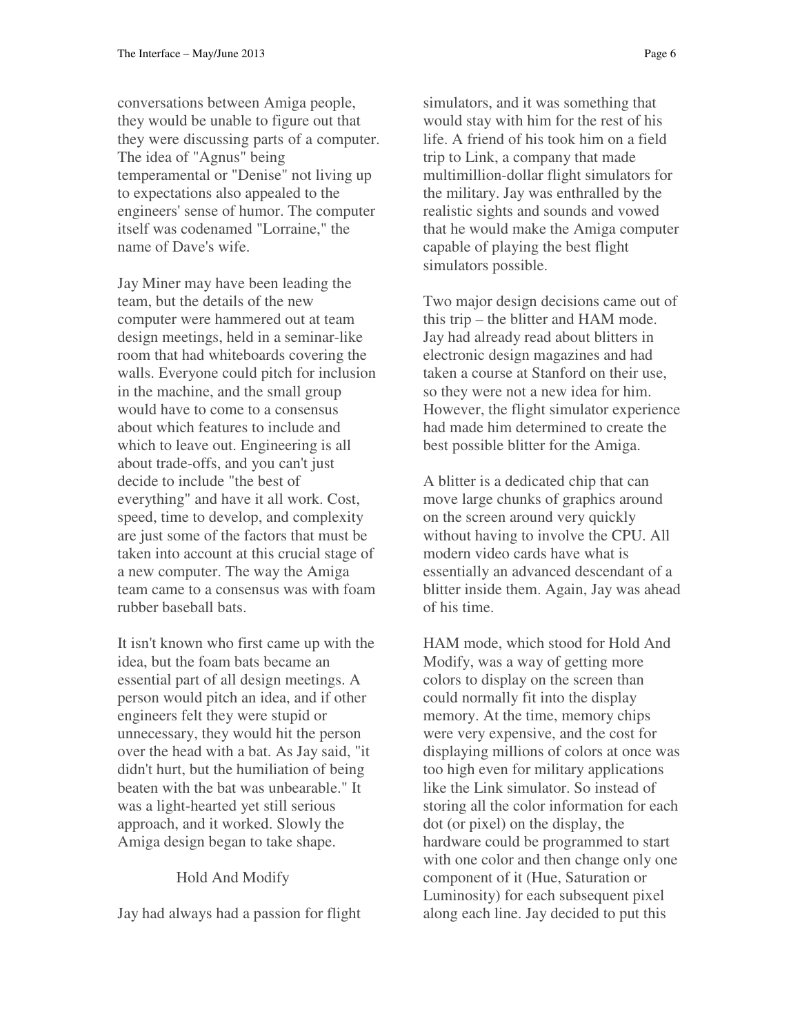conversations between Amiga people, they would be unable to figure out that they were discussing parts of a computer. The idea of "Agnus" being temperamental or "Denise" not living up to expectations also appealed to the engineers' sense of humor. The computer itself was codenamed "Lorraine," the name of Dave's wife.

Jay Miner may have been leading the team, but the details of the new computer were hammered out at team design meetings, held in a seminar-like room that had whiteboards covering the walls. Everyone could pitch for inclusion in the machine, and the small group would have to come to a consensus about which features to include and which to leave out. Engineering is all about trade-offs, and you can't just decide to include "the best of everything" and have it all work. Cost, speed, time to develop, and complexity are just some of the factors that must be taken into account at this crucial stage of a new computer. The way the Amiga team came to a consensus was with foam rubber baseball bats.

It isn't known who first came up with the idea, but the foam bats became an essential part of all design meetings. A person would pitch an idea, and if other engineers felt they were stupid or unnecessary, they would hit the person over the head with a bat. As Jay said, "it didn't hurt, but the humiliation of being beaten with the bat was unbearable." It was a light-hearted yet still serious approach, and it worked. Slowly the Amiga design began to take shape.

## Hold And Modify

Jay had always had a passion for flight simulators, and it was something that would stay with him for the rest of his life. A friend of his took him on a field trip to Link, a company that made multimillion-dollar flight simulators for the military. Jay was enthralled by the realistic sights and sounds and vowed that he would make the Amiga computer capable of playing the best flight simulators possible.

Two major design decisions came out of this trip – the blitter and HAM mode. Jay had already read about blitters in electronic design magazines and had taken a course at Stanford on their use, so they were not a new idea for him. However, the flight simulator experience had made him determined to create the best possible blitter for the Amiga.

A blitter is a dedicated chip that can move large chunks of graphics around on the screen around very quickly without having to involve the CPU. All modern video cards have what is essentially an advanced descendant of a blitter inside them. Again, Jay was ahead of his time.

HAM mode, which stood for Hold And Modify, was a way of getting more colors to display on the screen than could normally fit into the display memory. At the time, memory chips were very expensive, and the cost for displaying millions of colors at once was too high even for military applications like the Link simulator. So instead of storing all the color information for each dot (or pixel) on the display, the hardware could be programmed to start with one color and then change only one component of it (Hue, Saturation or Luminosity) for each subsequent pixel along each line. Jay decided to put this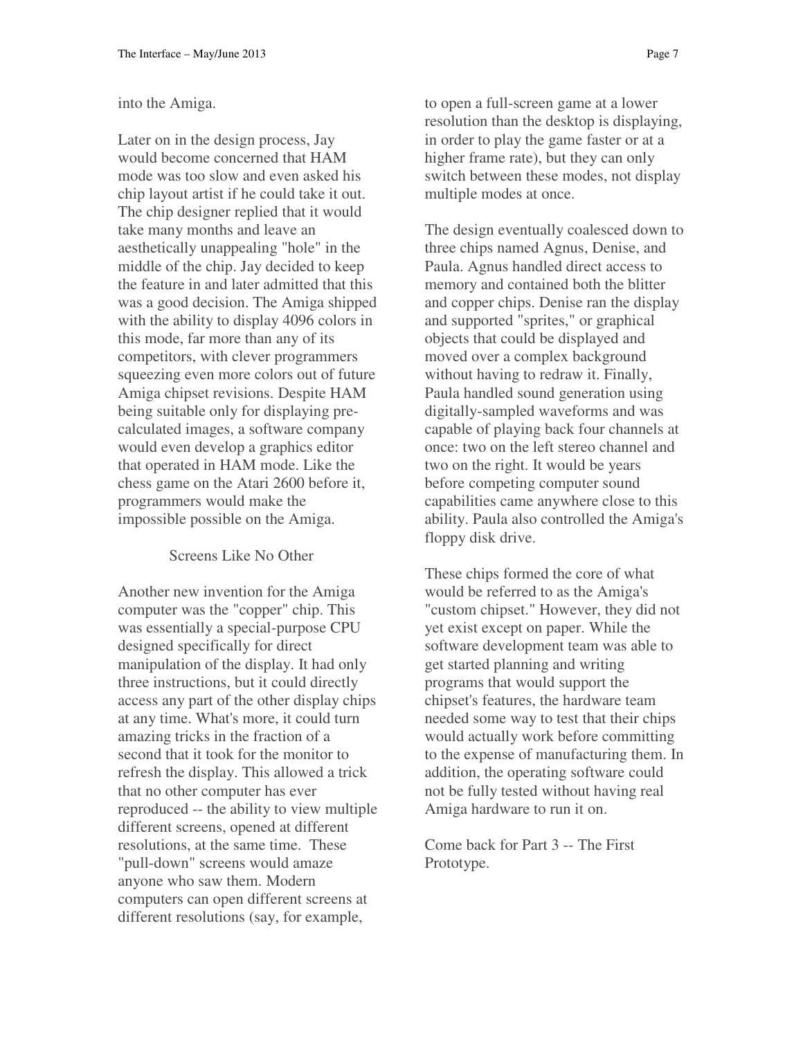into the Amiga.

Later on in the design process, Jay would become concerned that HAM mode was too slow and even asked his chip layout artist if he could take it out. The chip designer replied that it would take many months and leave an aesthetically unappealing "hole" in the middle of the chip. Jay decided to keep the feature in and later admitted that this was a good decision. The Amiga shipped with the ability to display 4096 colors in this mode, far more than any of its competitors, with clever programmers squeezing even more colors out of future Amiga chipset revisions. Despite HAM being suitable only for displaying pre-calculated images, a software company would even develop a graphics editor that operated in HAM mode. Like the chess game on the Atari 2600 before it, programmers would make the impossible possible on the Amiga.

## Screens Like No Other

Another new invention for the Amiga computer was the "copper" chip. This was essentially a special-purpose CPU designed specifically for direct manipulation of the display. It had only three instructions, but it could directly access any part of the other display chips at any time. What's more, it could turn amazing tricks in the fraction of a second that it took for the monitor to refresh the display. This allowed a trick that no other computer has ever reproduced -- the ability to view multiple different screens, opened at different resolutions, at the same time. These "pull-down" screens would amaze anyone who saw them. Modern computers can open different screens at different resolutions (say, for example, to open a full-screen game at a lower resolution than the desktop is displaying, in order to play the game faster or at a higher frame rate), but they can only switch between these modes, not display multiple modes at once.

The design eventually coalesced down to three chips named Agnus, Denise, and Paula. Agnus handled direct access to memory and contained both the blitter and copper chips. Denise ran the display and supported "sprites," or graphical objects that could be displayed and moved over a complex background without having to redraw it. Finally, Paula handled sound generation using digitally-sampled waveforms and was capable of playing back four channels at once: two on the left stereo channel and two on the right. It would be years before competing computer sound capabilities came anywhere close to this ability. Paula also controlled the Amiga's floppy disk drive.

These chips formed the core of what would be referred to as the Amiga's "custom chipset." However, they did not yet exist except on paper. While the software development team was able to get started planning and writing programs that would support the chipset's features, the hardware team needed some way to test that their chips would actually work before committing to the expense of manufacturing them. In addition, the operating software could not be fully tested without having real Amiga hardware to run it on.

Come back for Part 3 -- The First Prototype.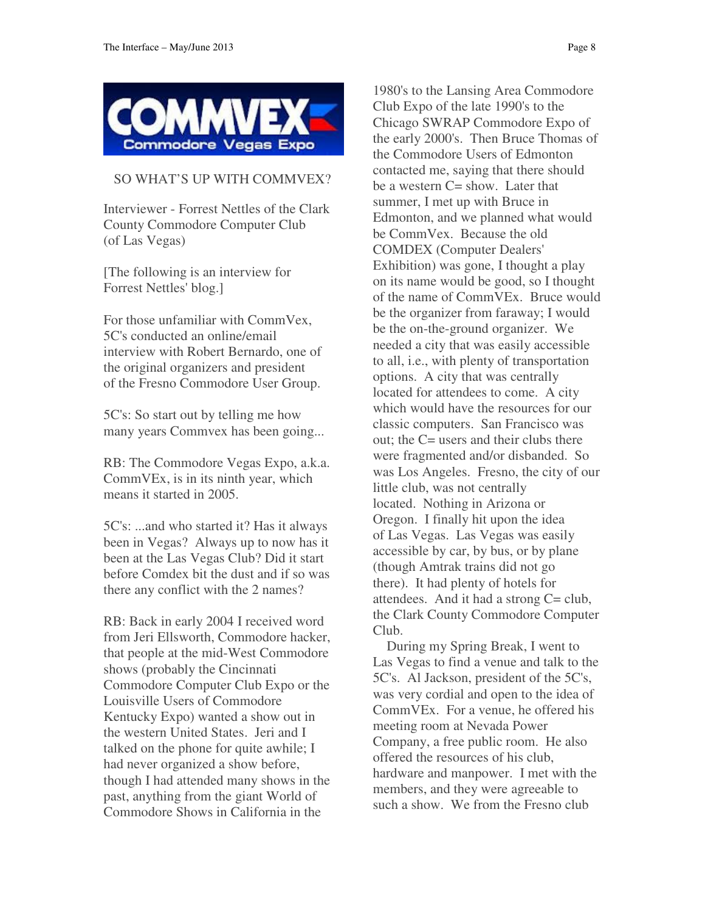SO WHAT'S UP WITH COMMVEX?

Interviewer - Forrest Nettles of the Clark County Commodore Computer Club (of Las Vegas)

[The following is an interview for Forrest Nettles' blog.]

For those unfamiliar with CommVex, 5C's conducted an online/email interview with Robert Bernardo, one of the original organizers and president of the Fresno Commodore User Group.

5C's: So start out by telling me how many years Commvex has been going...

RB: The Commodore Vegas Expo, a.k.a. CommVEx, is in its ninth year, which means it started in 2005.

5C's: ...and who started it? Has it always been in Vegas? Always up to now has it been at the Las Vegas Club? Did it start before Comdex bit the dust and if so was there any conflict with the 2 names?

RB: Back in early 2004 I received word from Jeri Ellsworth, Commodore hacker, that people at the mid-West Commodore shows (probably the Cincinnati Commodore Computer Club Expo or the Louisville Users of Commodore Kentucky Expo) wanted a show out in the western United States. Jeri and I talked on the phone for quite awhile; I had never organized a show before, though I had attended many shows in the past, anything from the giant World of Commodore Shows in California in the 1980's to the Lansing Area Commodore Club Expo of the late 1990's to the Chicago SWRAP Commodore Expo of the early 2000's. Then Bruce Thomas of the Commodore Users of Edmonton contacted me, saying that there should be a western C= show. Later that summer, I met up with Bruce in Edmonton, and we planned what would be CommVex. Because the old COMDEX (Computer Dealers' Exhibition) was gone, I thought a play on its name would be good, so I thought of the name of CommVEx. Bruce would be the organizer from faraway; I would be the on-the-ground organizer. We needed a city that was easily accessible to all, i.e., with plenty of transportation options. A city that was centrally located for attendees to come. A city which would have the resources for our classic computers. San Francisco was out; the C= users and their clubs there were fragmented and/or disbanded. So was Los Angeles. Fresno, the city of our little club, was not centrally located. Nothing in Arizona or Oregon. I finally hit upon the idea of Las Vegas. Las Vegas was easily accessible by car, by bus, or by plane (though Amtrak trains did not go there). It had plenty of hotels for attendees. And it had a strong C= club, the Clark County Commodore Computer Club.

During my Spring Break, I went to Las Vegas to find a venue and talk to the 5C's. Al Jackson, president of the 5C's, was very cordial and open to the idea of CommVEx. For a venue, he offered his meeting room at Nevada Power Company, a free public room. He also offered the resources of his club, hardware and manpower. I met with the members, and they were agreeable to such a show. We from the Fresno club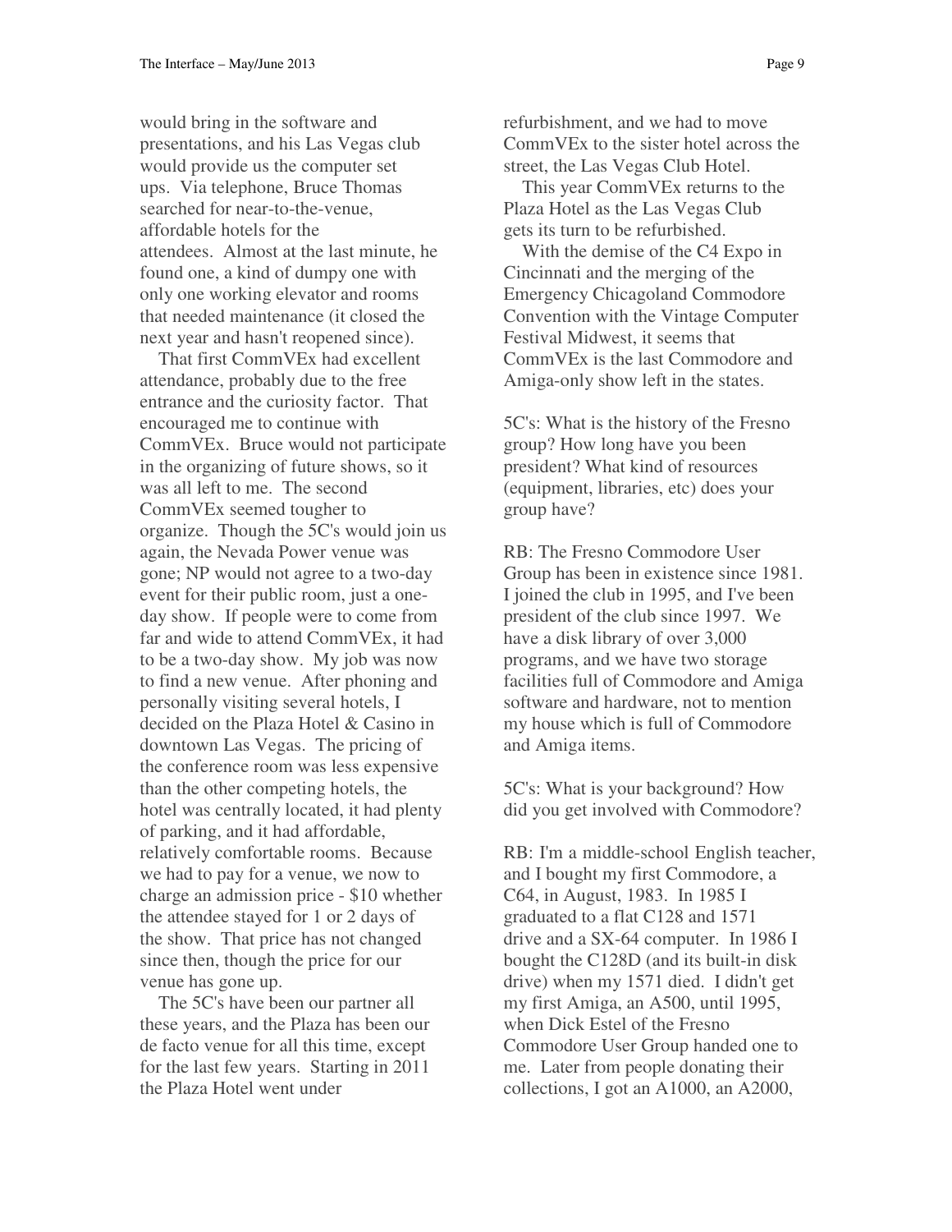would bring in the software and presentations, and his Las Vegas club would provide us the computer set ups. Via telephone, Bruce Thomas searched for near-to-the-venue, affordable hotels for the attendees. Almost at the last minute, he found one, a kind of dumpy one with only one working elevator and rooms that needed maintenance (it closed the next year and hasn't reopened since).

That first CommVEx had excellent attendance, probably due to the free entrance and the curiosity factor. That encouraged me to continue with CommVEx. Bruce would not participate in the organizing of future shows, so it was all left to me. The second CommVEx seemed tougher to organize. Though the 5C's would join us again, the Nevada Power venue was gone; NP would not agree to a two-day event for their public room, just a one-day show. If people were to come from far and wide to attend CommVEx, it had to be a two-day show. My job was now to find a new venue. After phoning and personally visiting several hotels, I decided on the Plaza Hotel & Casino in downtown Las Vegas. The pricing of the conference room was less expensive than the other competing hotels, the hotel was centrally located, it had plenty of parking, and it had affordable, relatively comfortable rooms. Because we had to pay for a venue, we now to charge an admission price - $10 whether the attendee stayed for 1 or 2 days of the show. That price has not changed since then, though the price for our venue has gone up.

The 5C's have been our partner all these years, and the Plaza has been our de facto venue for all this time, except for the last few years. Starting in 2011 the Plaza Hotel went under refurbishment, and we had to move CommVEx to the sister hotel across the street, the Las Vegas Club Hotel.

This year CommVEx returns to the Plaza Hotel as the Las Vegas Club gets its turn to be refurbished.

With the demise of the C4 Expo in Cincinnati and the merging of the Emergency Chicagoland Commodore Convention with the Vintage Computer Festival Midwest, it seems that CommVEx is the last Commodore and Amiga-only show left in the states.

5C's: What is the history of the Fresno group? How long have you been president? What kind of resources (equipment, libraries, etc) does your group have?

RB: The Fresno Commodore User Group has been in existence since 1981. I joined the club in 1995, and I've been president of the club since 1997. We have a disk library of over 3,000 programs, and we have two storage facilities full of Commodore and Amiga software and hardware, not to mention my house which is full of Commodore and Amiga items.

5C's: What is your background? How did you get involved with Commodore?

RB: I'm a middle-school English teacher, and I bought my first Commodore, a C64, in August, 1983. In 1985 I graduated to a flat C128 and 1571 drive and a SX-64 computer. In 1986 I bought the C128D (and its built-in disk drive) when my 1571 died. I didn't get my first Amiga, an A500, until 1995, when Dick Estel of the Fresno Commodore User Group handed one to me. Later from people donating their collections, I got an A1000, an A2000,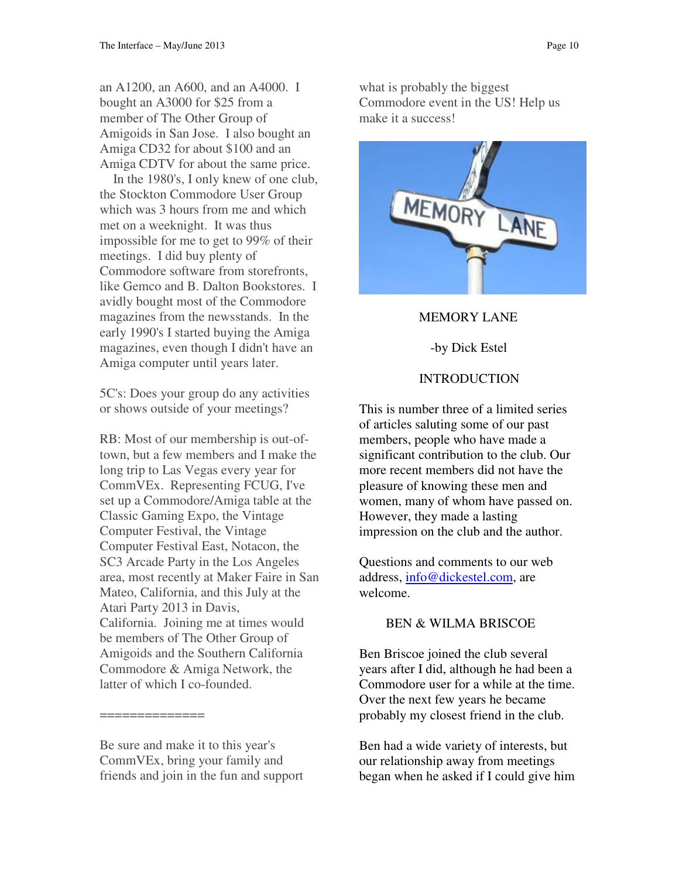an A1200, an A600, and an A4000. I bought an A3000 for $25 from a member of The Other Group of Amigoids in San Jose. I also bought an Amiga CD32 for about $100 and an Amiga CDTV for about the same price.

In the 1980's, I only knew of one club, the Stockton Commodore User Group which was 3 hours from me and which met on a weeknight. It was thus impossible for me to get to 99% of their meetings. I did buy plenty of Commodore software from storefronts, like Gemco and B. Dalton Bookstores. I avidly bought most of the Commodore magazines from the newsstands. In the early 1990's I started buying the Amiga magazines, even though I didn't have an Amiga computer until years later.

5C's: Does your group do any activities or shows outside of your meetings?

RB: Most of our membership is out-of-town, but a few members and I make the long trip to Las Vegas every year for CommVEx. Representing FCUG, I've set up a Commodore/Amiga table at the Classic Gaming Expo, the Vintage Computer Festival, the Vintage Computer Festival East, Notacon, the SC3 Arcade Party in the Los Angeles area, most recently at Maker Faire in San Mateo, California, and this July at the Atari Party 2013 in Davis, California. Joining me at times would be members of The Other Group of Amigoids and the Southern California Commodore & Amiga Network, the latter of which I co-founded.

==============

Be sure and make it to this year's CommVEx, bring your family and friends and join in the fun and support what is probably the biggest Commodore event in the US! Help us make it a success!

MEMORY LANE

-by Dick Estel

INTRODUCTION

This is number three of a limited series of articles saluting some of our past members, people who have made a significant contribution to the club. Our more recent members did not have the pleasure of knowing these men and women, many of whom have passed on. However, they made a lasting impression on the club and the author.

Questions and comments to our web address, info@dickestel.com, are welcome.

BEN & WILMA BRISCOE

Ben Briscoe joined the club several years after I did, although he had been a Commodore user for a while at the time. Over the next few years he became probably my closest friend in the club.

Ben had a wide variety of interests, but our relationship away from meetings began when he asked if I could give him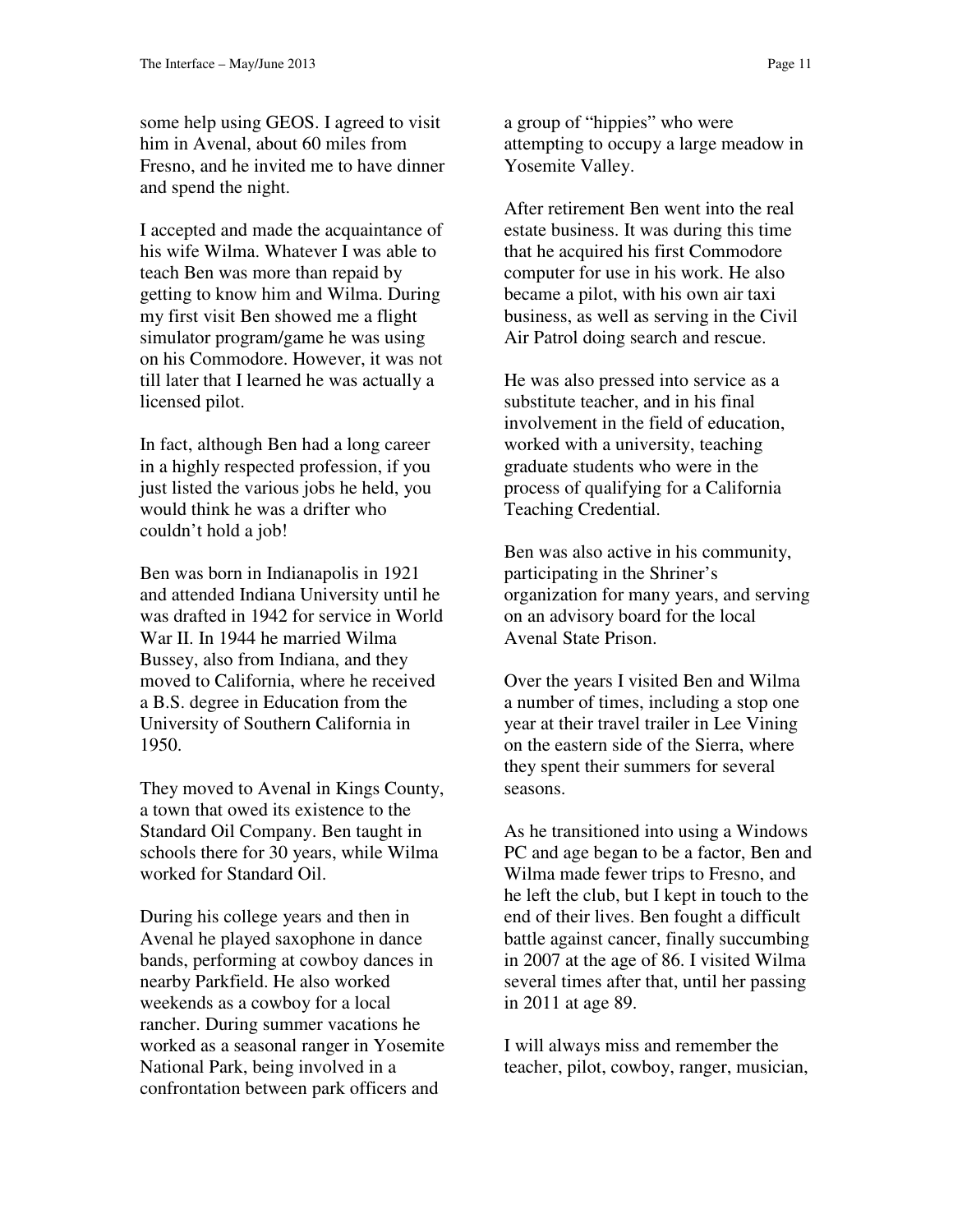some help using GEOS. I agreed to visit him in Avenal, about 60 miles from Fresno, and he invited me to have dinner and spend the night.

I accepted and made the acquaintance of his wife Wilma. Whatever I was able to teach Ben was more than repaid by getting to know him and Wilma. During my first visit Ben showed me a flight simulator program/game he was using on his Commodore. However, it was not till later that I learned he was actually a licensed pilot.

In fact, although Ben had a long career in a highly respected profession, if you just listed the various jobs he held, you would think he was a drifter who couldn't hold a job!

Ben was born in Indianapolis in 1921 and attended Indiana University until he was drafted in 1942 for service in World War II. In 1944 he married Wilma Bussey, also from Indiana, and they moved to California, where he received a B.S. degree in Education from the University of Southern California in 1950.

They moved to Avenal in Kings County, a town that owed its existence to the Standard Oil Company. Ben taught in schools there for 30 years, while Wilma worked for Standard Oil.

During his college years and then in Avenal he played saxophone in dance bands, performing at cowboy dances in nearby Parkfield. He also worked weekends as a cowboy for a local rancher. During summer vacations he worked as a seasonal ranger in Yosemite National Park, being involved in a confrontation between park officers and a group of "hippies" who were attempting to occupy a large meadow in Yosemite Valley.

After retirement Ben went into the real estate business. It was during this time that he acquired his first Commodore computer for use in his work. He also became a pilot, with his own air taxi business, as well as serving in the Civil Air Patrol doing search and rescue.

He was also pressed into service as a substitute teacher, and in his final involvement in the field of education, worked with a university, teaching graduate students who were in the process of qualifying for a California Teaching Credential.

Ben was also active in his community, participating in the Shriner's organization for many years, and serving on an advisory board for the local Avenal State Prison.

Over the years I visited Ben and Wilma a number of times, including a stop one year at their travel trailer in Lee Vining on the eastern side of the Sierra, where they spent their summers for several seasons.

As he transitioned into using a Windows PC and age began to be a factor, Ben and Wilma made fewer trips to Fresno, and he left the club, but I kept in touch to the end of their lives. Ben fought a difficult battle against cancer, finally succumbing in 2007 at the age of 86. I visited Wilma several times after that, until her passing in 2011 at age 89.

I will always miss and remember the teacher, pilot, cowboy, ranger, musician,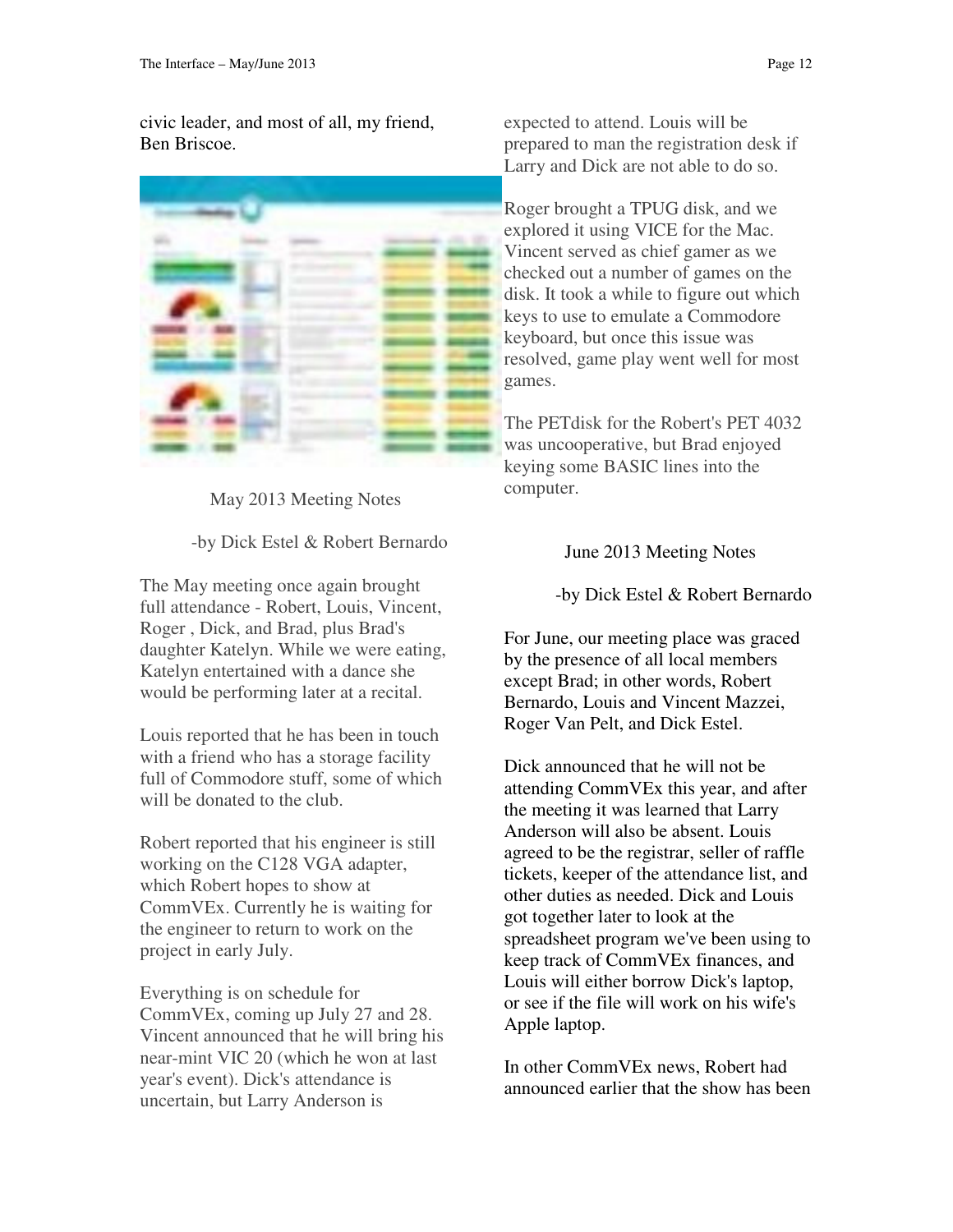civic leader, and most of all, my friend, Ben Briscoe.

## May 2013 Meeting Notes

-by Dick Estel & Robert Bernardo

The May meeting once again brought full attendance - Robert, Louis, Vincent, Roger , Dick, and Brad, plus Brad's daughter Katelyn. While we were eating, Katelyn entertained with a dance she would be performing later at a recital.

Louis reported that he has been in touch with a friend who has a storage facility full of Commodore stuff, some of which will be donated to the club.

Robert reported that his engineer is still working on the C128 VGA adapter, which Robert hopes to show at CommVEx. Currently he is waiting for the engineer to return to work on the project in early July.

Everything is on schedule for CommVEx, coming up July 27 and 28. Vincent announced that he will bring his near-mint VIC 20 (which he won at last year's event). Dick's attendance is uncertain, but Larry Anderson is expected to attend. Louis will be prepared to man the registration desk if Larry and Dick are not able to do so.

Roger brought a TPUG disk, and we explored it using VICE for the Mac. Vincent served as chief gamer as we checked out a number of games on the disk. It took a while to figure out which keys to use to emulate a Commodore keyboard, but once this issue was resolved, game play went well for most games.

The PETdisk for the Robert's PET 4032 was uncooperative, but Brad enjoyed keying some BASIC lines into the computer.

## June 2013 Meeting Notes

-by Dick Estel & Robert Bernardo

For June, our meeting place was graced by the presence of all local members except Brad; in other words, Robert Bernardo, Louis and Vincent Mazzei, Roger Van Pelt, and Dick Estel.

Dick announced that he will not be attending CommVEx this year, and after the meeting it was learned that Larry Anderson will also be absent. Louis agreed to be the registrar, seller of raffle tickets, keeper of the attendance list, and other duties as needed. Dick and Louis got together later to look at the spreadsheet program we've been using to keep track of CommVEx finances, and Louis will either borrow Dick's laptop, or see if the file will work on his wife's Apple laptop.

In other CommVEx news, Robert had announced earlier that the show has been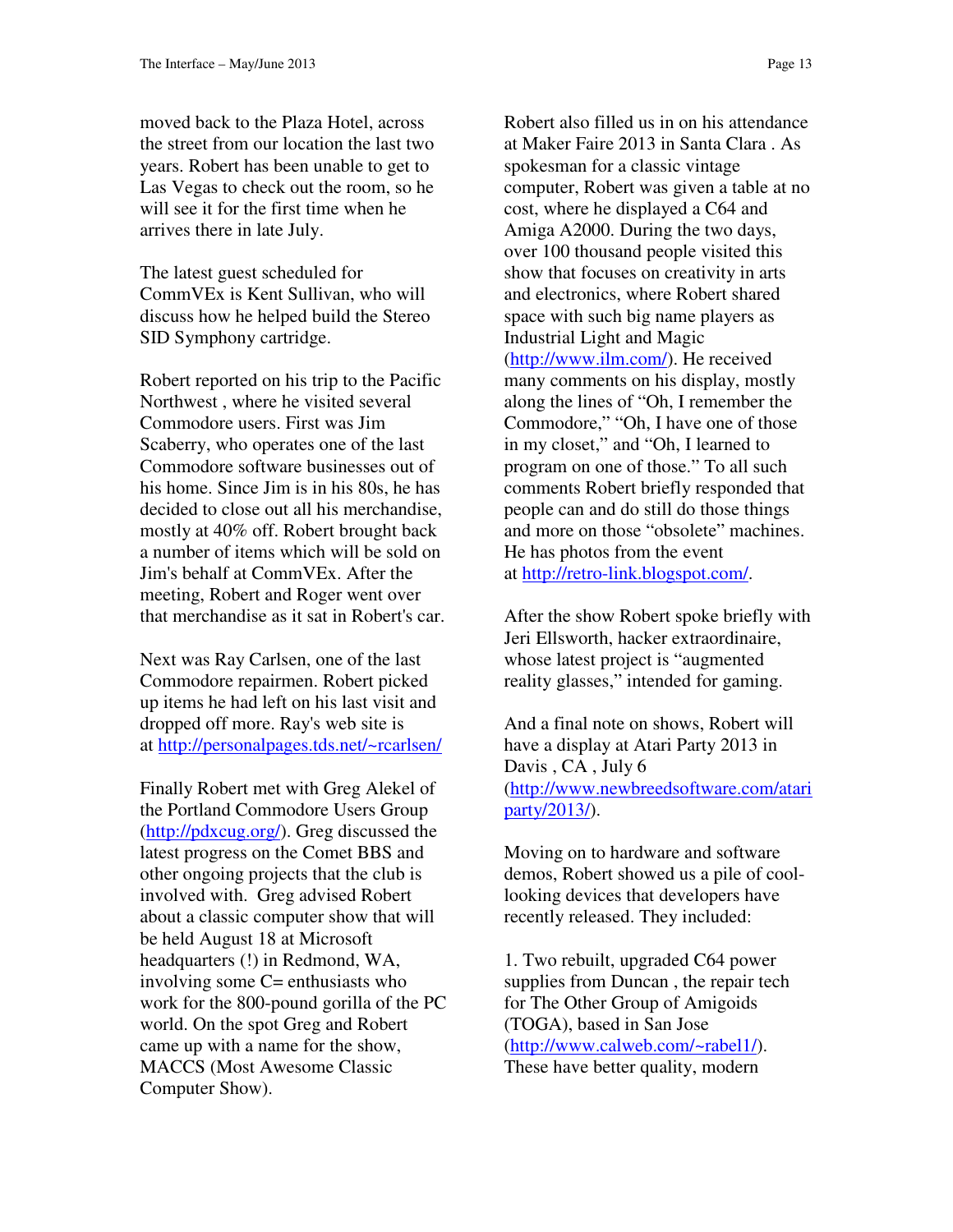moved back to the Plaza Hotel, across the street from our location the last two years. Robert has been unable to get to Las Vegas to check out the room, so he will see it for the first time when he arrives there in late July.

The latest guest scheduled for CommVEx is Kent Sullivan, who will discuss how he helped build the Stereo SID Symphony cartridge.

Robert reported on his trip to the Pacific Northwest , where he visited several Commodore users. First was Jim Scaberry, who operates one of the last Commodore software businesses out of his home. Since Jim is in his 80s, he has decided to close out all his merchandise, mostly at 40% off. Robert brought back a number of items which will be sold on Jim's behalf at CommVEx. After the meeting, Robert and Roger went over that merchandise as it sat in Robert's car.

Next was Ray Carlsen, one of the last Commodore repairmen. Robert picked up items he had left on his last visit and dropped off more. Ray's web site is at http://personalpages.tds.net/~rcarlsen/

Finally Robert met with Greg Alekel of the Portland Commodore Users Group (http://pdxcug.org/). Greg discussed the latest progress on the Comet BBS and other ongoing projects that the club is involved with. Greg advised Robert about a classic computer show that will be held August 18 at Microsoft headquarters (!) in Redmond, WA, involving some C= enthusiasts who work for the 800-pound gorilla of the PC world. On the spot Greg and Robert came up with a name for the show, MACCS (Most Awesome Classic Computer Show).

Robert also filled us in on his attendance at Maker Faire 2013 in Santa Clara . As spokesman for a classic vintage computer, Robert was given a table at no cost, where he displayed a C64 and Amiga A2000. During the two days, over 100 thousand people visited this show that focuses on creativity in arts and electronics, where Robert shared space with such big name players as Industrial Light and Magic (http://www.ilm.com/). He received many comments on his display, mostly along the lines of "Oh, I remember the Commodore," "Oh, I have one of those in my closet," and "Oh, I learned to program on one of those." To all such comments Robert briefly responded that people can and do still do those things and more on those "obsolete" machines. He has photos from the event at http://retro-link.blogspot.com/.

After the show Robert spoke briefly with Jeri Ellsworth, hacker extraordinaire, whose latest project is "augmented reality glasses," intended for gaming.

And a final note on shows, Robert will have a display at Atari Party 2013 in Davis , CA , July 6 (http://www.newbreedsoftware.com/atariparty/2013/).

Moving on to hardware and software demos, Robert showed us a pile of cool-looking devices that developers have recently released. They included:

1. Two rebuilt, upgraded C64 power supplies from Duncan , the repair tech for The Other Group of Amigoids (TOGA), based in San Jose (http://www.calweb.com/~rabel1/). These have better quality, modern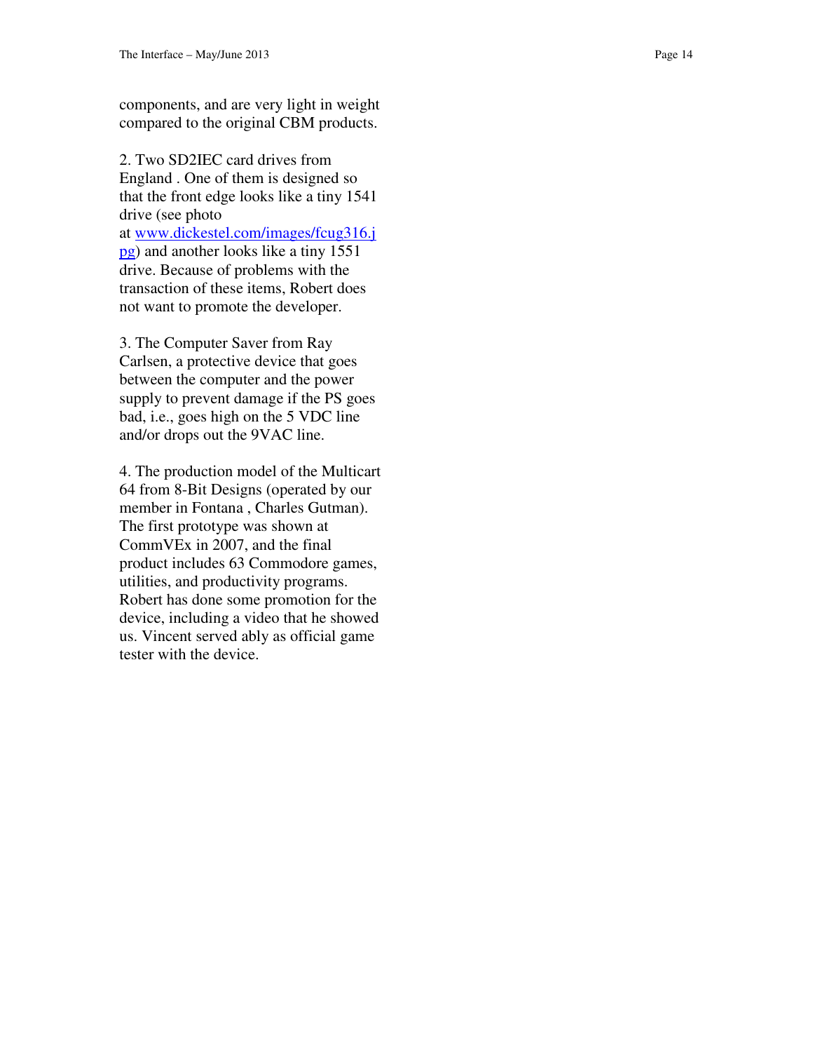components, and are very light in weight compared to the original CBM products.

2. Two SD2IEC card drives from England . One of them is designed so that the front edge looks like a tiny 1541 drive (see photo at [www.dickestel.com/images/fcug316.jpg](www.dickestel.com/images/fcug316.jpg)) and another looks like a tiny 1551 drive. Because of problems with the transaction of these items, Robert does not want to promote the developer.

3. The Computer Saver from Ray Carlsen, a protective device that goes between the computer and the power supply to prevent damage if the PS goes bad, i.e., goes high on the 5 VDC line and/or drops out the 9VAC line.

4. The production model of the Multicart 64 from 8-Bit Designs (operated by our member in Fontana , Charles Gutman). The first prototype was shown at CommVEx in 2007, and the final product includes 63 Commodore games, utilities, and productivity programs. Robert has done some promotion for the device, including a video that he showed us. Vincent served ably as official game tester with the device.